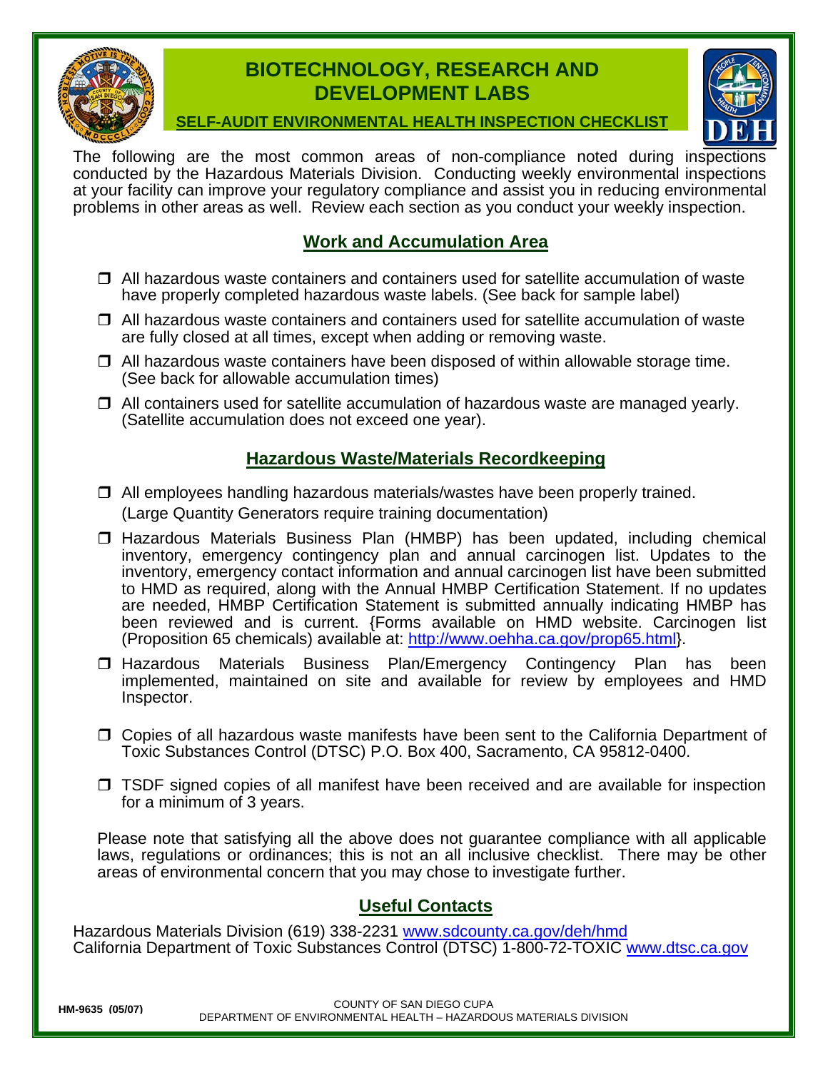# BIOTECHNOLOGY, RESEARCH AND DEVELOPMENT LABS

**SELF-AUDIT ENVIRONMENTAL HEALTH INSPECTION CHECKLIST**

The following are the most common areas of non-compliance noted during inspections conducted by the Hazardous Materials Division. Conducting weekly environmental inspections at your facility can improve your regulatory compliance and assist you in reducing environmental problems in other areas as well. Review each section as you conduct your weekly inspection.

## Work and Accumulation Area

- ❒ All hazardous waste containers and containers used for satellite accumulation of waste have properly completed hazardous waste labels. (See back for sample label)
- ❒ All hazardous waste containers and containers used for satellite accumulation of waste are fully closed at all times, except when adding or removing waste.
- ❒ All hazardous waste containers have been disposed of within allowable storage time. (See back for allowable accumulation times)
- ❒ All containers used for satellite accumulation of hazardous waste are managed yearly. (Satellite accumulation does not exceed one year).

## Hazardous Waste/Materials Recordkeeping

- ❒ All employees handling hazardous materials/wastes have been properly trained. (Large Quantity Generators require training documentation)
- ❒ Hazardous Materials Business Plan (HMBP) has been updated, including chemical inventory, emergency contingency plan and annual carcinogen list. Updates to the inventory, emergency contact information and annual carcinogen list have been submitted to HMD as required, along with the Annual HMBP Certification Statement. If no updates are needed, HMBP Certification Statement is submitted annually indicating HMBP has been reviewed and is current. {Forms available on HMD website. Carcinogen list (Proposition 65 chemicals) available at: http://www.oehha.ca.gov/prop65.html}.
- ❒ Hazardous Materials Business Plan/Emergency Contingency Plan has been implemented, maintained on site and available for review by employees and HMD Inspector.
- ❒ Copies of all hazardous waste manifests have been sent to the California Department of Toxic Substances Control (DTSC) P.O. Box 400, Sacramento, CA 95812-0400.
- ❒ TSDF signed copies of all manifest have been received and are available for inspection for a minimum of 3 years.

Please note that satisfying all the above does not guarantee compliance with all applicable laws, regulations or ordinances; this is not an all inclusive checklist. There may be other areas of environmental concern that you may chose to investigate further.

## Useful Contacts

Hazardous Materials Division (619) 338-2231 www.sdcounty.ca.gov/deh/hmd
California Department of Toxic Substances Control (DTSC) 1-800-72-TOXIC www.dtsc.ca.gov

HM-9635 (05/07)

COUNTY OF SAN DIEGO CUPA
DEPARTMENT OF ENVIRONMENTAL HEALTH – HAZARDOUS MATERIALS DIVISION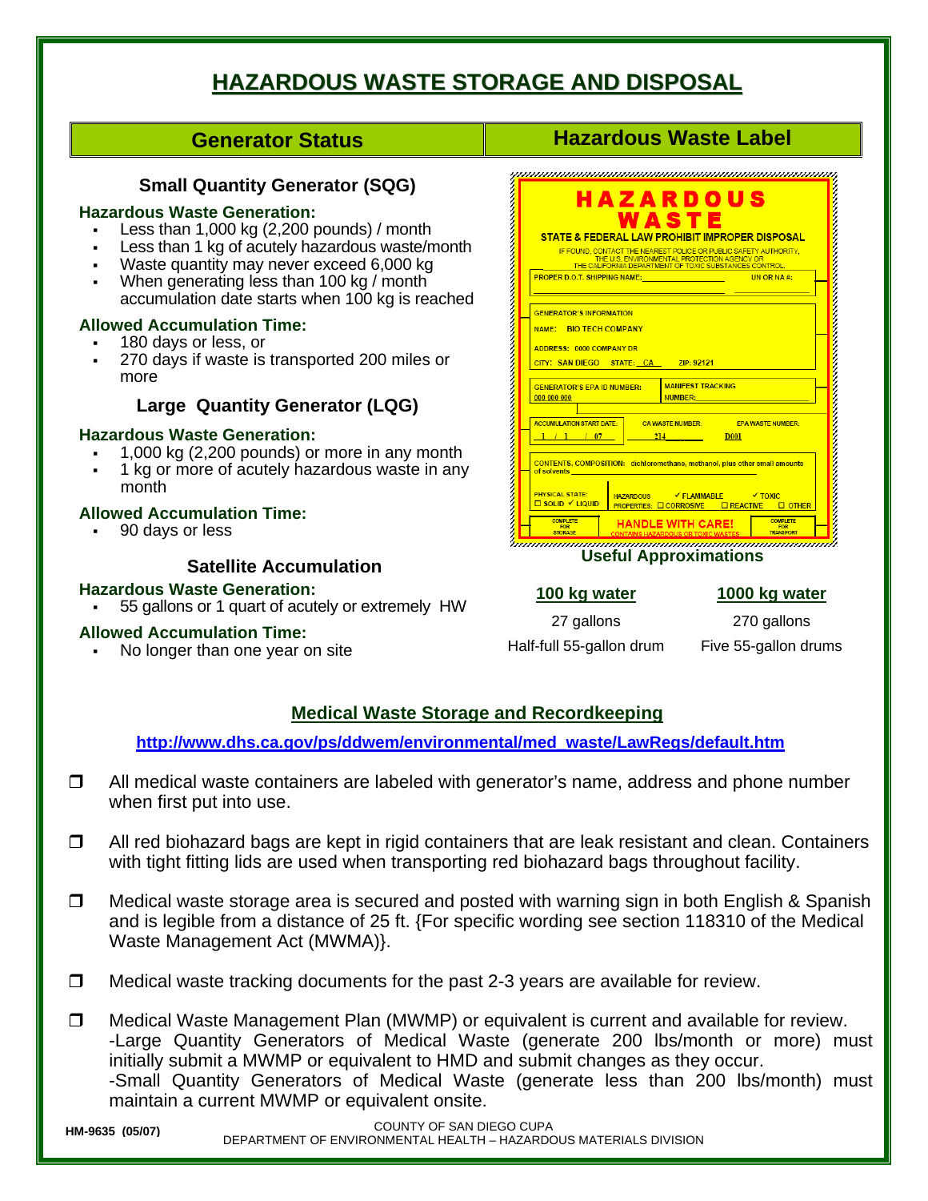# HAZARDOUS WASTE STORAGE AND DISPOSAL

## Generator Status

### Small Quantity Generator (SQG)

**Hazardous Waste Generation:**

- Less than 1,000 kg (2,200 pounds) / month
- Less than 1 kg of acutely hazardous waste/month
- Waste quantity may never exceed 6,000 kg
- When generating less than 100 kg / month accumulation date starts when 100 kg is reached

**Allowed Accumulation Time:**

- 180 days or less, or
- 270 days if waste is transported 200 miles or more

### Large Quantity Generator (LQG)

**Hazardous Waste Generation:**

- 1,000 kg (2,200 pounds) or more in any month
- 1 kg or more of acutely hazardous waste in any month

**Allowed Accumulation Time:**

- 90 days or less

### Satellite Accumulation

**Hazardous Waste Generation:**

- 55 gallons or 1 quart of acutely or extremely HW

**Allowed Accumulation Time:**

- No longer than one year on site

## Hazardous Waste Label

HAZARDOUS WASTE

STATE & FEDERAL LAW PROHIBIT IMPROPER DISPOSAL

IF FOUND, CONTACT THE NEAREST POLICE OR PUBLIC SAFETY AUTHORITY, THE U.S. ENVIRONMENTAL PROTECTION AGENCY OR THE CALIFORNIA DEPARTMENT OF TOXIC SUBSTANCES CONTROL.

PROPER D.O.T. SHIPPING NAME: ________ UN OR NA #: ________

GENERATOR'S INFORMATION
NAME: BIO TECH COMPANY
ADDRESS: 0000 COMPANY DR
CITY: SAN DIEGO STATE: CA ZIP: 92121

GENERATOR'S EPA ID NUMBER: 000 000 000
MANIFEST TRACKING NUMBER: ________

ACCUMULATION START DATE: 1 / 1 / 07
CA WASTE NUMBER: 214
EPA WASTE NUMBER: D001

CONTENTS, COMPOSITION: dichloromethane, methanol, plus other small amounts of solvents

PHYSICAL STATE: ☐ SOLID ✓ LIQUID
HAZARDOUS PROPERTIES: ✓ FLAMMABLE ✓ TOXIC ☐ CORROSIVE ☐ REACTIVE ☐ OTHER

COMPLETE FOR STORAGE — HANDLE WITH CARE! CONTAINS HAZARDOUS OR TOXIC WASTES — COMPLETE FOR TRANSPORT

### Useful Approximations

| 100 kg water | 1000 kg water |
| --- | --- |
| 27 gallons | 270 gallons |
| Half-full 55-gallon drum | Five 55-gallon drums |

## Medical Waste Storage and Recordkeeping

http://www.dhs.ca.gov/ps/ddwem/environmental/med_waste/LawRegs/default.htm

- ☐ All medical waste containers are labeled with generator's name, address and phone number when first put into use.
- ☐ All red biohazard bags are kept in rigid containers that are leak resistant and clean. Containers with tight fitting lids are used when transporting red biohazard bags throughout facility.
- ☐ Medical waste storage area is secured and posted with warning sign in both English & Spanish and is legible from a distance of 25 ft. {For specific wording see section 118310 of the Medical Waste Management Act (MWMA)}.
- ☐ Medical waste tracking documents for the past 2-3 years are available for review.
- ☐ Medical Waste Management Plan (MWMP) or equivalent is current and available for review.
  -Large Quantity Generators of Medical Waste (generate 200 lbs/month or more) must initially submit a MWMP or equivalent to HMD and submit changes as they occur.
  -Small Quantity Generators of Medical Waste (generate less than 200 lbs/month) must maintain a current MWMP or equivalent onsite.

HM-9635 (05/07)

COUNTY OF SAN DIEGO CUPA
DEPARTMENT OF ENVIRONMENTAL HEALTH – HAZARDOUS MATERIALS DIVISION